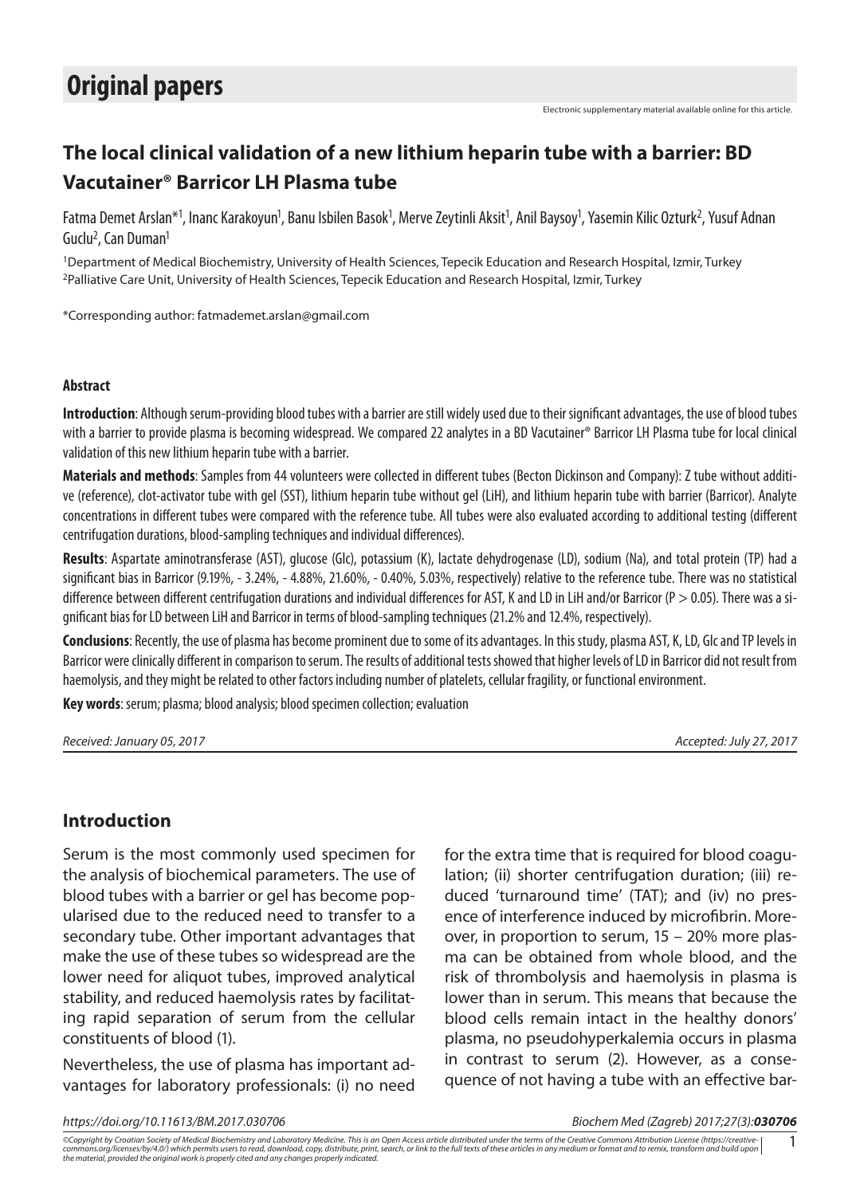# Original papers

Electronic supplementary material available online for this article.

## The local clinical validation of a new lithium heparin tube with a barrier: BD Vacutainer® Barricor LH Plasma tube

Fatma Demet Arslan*[1], Inanc Karakoyun[1], Banu Isbilen Basok[1], Merve Zeytinli Aksit[1], Anil Baysoy[1], Yasemin Kilic Ozturk[2], Yusuf Adnan Guclu[2], Can Duman[1]

[1]Department of Medical Biochemistry, University of Health Sciences, Tepecik Education and Research Hospital, Izmir, Turkey
[2]Palliative Care Unit, University of Health Sciences, Tepecik Education and Research Hospital, Izmir, Turkey

*Corresponding author: fatmademet.arslan@gmail.com

### Abstract

**Introduction**: Although serum-providing blood tubes with a barrier are still widely used due to their significant advantages, the use of blood tubes with a barrier to provide plasma is becoming widespread. We compared 22 analytes in a BD Vacutainer® Barricor LH Plasma tube for local clinical validation of this new lithium heparin tube with a barrier.

**Materials and methods**: Samples from 44 volunteers were collected in different tubes (Becton Dickinson and Company): Z tube without additive (reference), clot-activator tube with gel (SST), lithium heparin tube without gel (LiH), and lithium heparin tube with barrier (Barricor). Analyte concentrations in different tubes were compared with the reference tube. All tubes were also evaluated according to additional testing (different centrifugation durations, blood-sampling techniques and individual differences).

**Results**: Aspartate aminotransferase (AST), glucose (Glc), potassium (K), lactate dehydrogenase (LD), sodium (Na), and total protein (TP) had a significant bias in Barricor (9.19%, - 3.24%, - 4.88%, 21.60%, - 0.40%, 5.03%, respectively) relative to the reference tube. There was no statistical difference between different centrifugation durations and individual differences for AST, K and LD in LiH and/or Barricor ($P > 0.05$). There was a significant bias for LD between LiH and Barricor in terms of blood-sampling techniques (21.2% and 12.4%, respectively).

**Conclusions**: Recently, the use of plasma has become prominent due to some of its advantages. In this study, plasma AST, K, LD, Glc and TP levels in Barricor were clinically different in comparison to serum. The results of additional tests showed that higher levels of LD in Barricor did not result from haemolysis, and they might be related to other factors including number of platelets, cellular fragility, or functional environment.

**Key words**: serum; plasma; blood analysis; blood specimen collection; evaluation

*Received: January 05, 2017* *Accepted: July 27, 2017*

## Introduction

Serum is the most commonly used specimen for the analysis of biochemical parameters. The use of blood tubes with a barrier or gel has become popularised due to the reduced need to transfer to a secondary tube. Other important advantages that make the use of these tubes so widespread are the lower need for aliquot tubes, improved analytical stability, and reduced haemolysis rates by facilitating rapid separation of serum from the cellular constituents of blood (1).

Nevertheless, the use of plasma has important advantages for laboratory professionals: (i) no need for the extra time that is required for blood coagulation; (ii) shorter centrifugation duration; (iii) reduced 'turnaround time' (TAT); and (iv) no presence of interference induced by microfibrin. Moreover, in proportion to serum, 15 – 20% more plasma can be obtained from whole blood, and the risk of thrombolysis and haemolysis in plasma is lower than in serum. This means that because the blood cells remain intact in the healthy donors' plasma, no pseudohyperkalemia occurs in plasma in contrast to serum (2). However, as a consequence of not having a tube with an effective bar-

*https://doi.org/10.11613/BM.2017.030706*

*©Copyright by Croatian Society of Medical Biochemistry and Laboratory Medicine. This is an Open Access article distributed under the terms of the Creative Commons Attribution License (https://creativecommons.org/licenses/by/4.0/) which permits users to read, download, copy, distribute, print, search, or link to the full texts of these articles in any medium or format and to remix, transform and build upon the material, provided the original work is properly cited and any changes properly indicated.*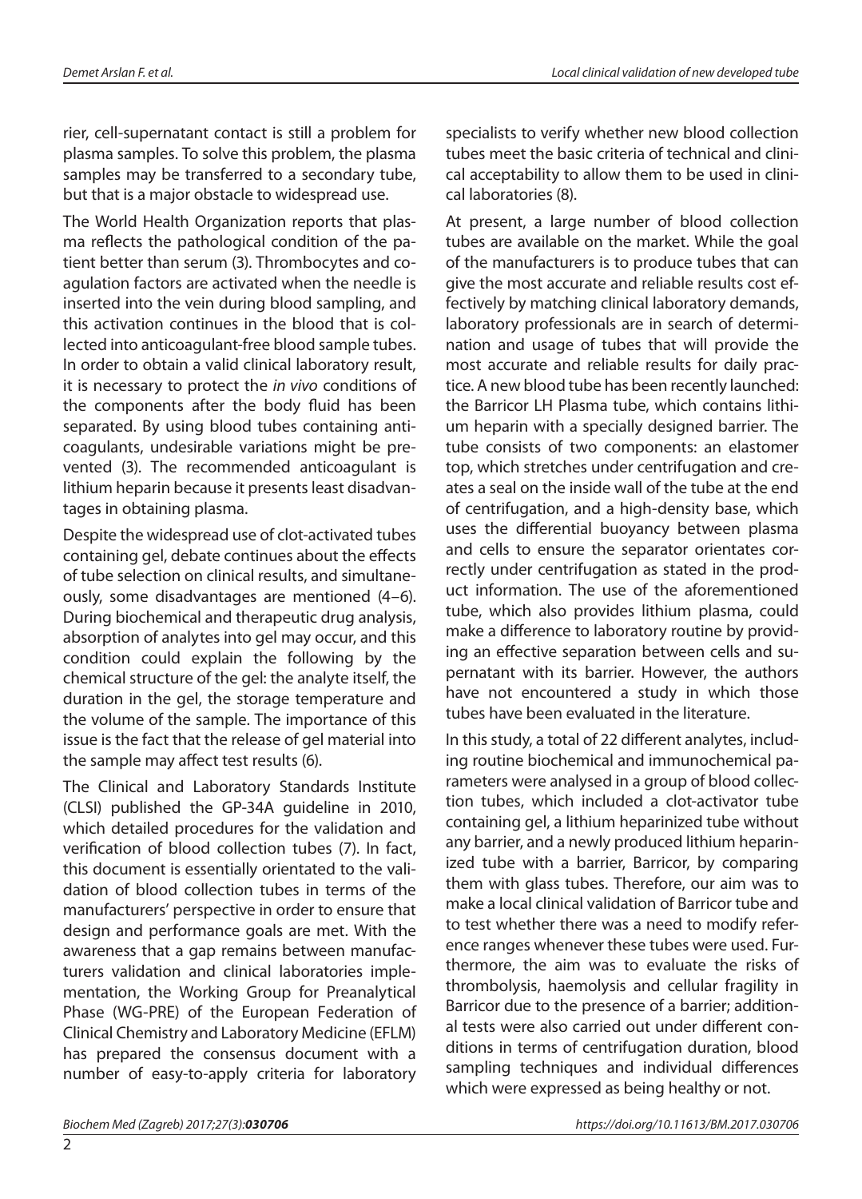rier, cell-supernatant contact is still a problem for plasma samples. To solve this problem, the plasma samples may be transferred to a secondary tube, but that is a major obstacle to widespread use.

The World Health Organization reports that plasma reflects the pathological condition of the patient better than serum (3). Thrombocytes and coagulation factors are activated when the needle is inserted into the vein during blood sampling, and this activation continues in the blood that is collected into anticoagulant-free blood sample tubes. In order to obtain a valid clinical laboratory result, it is necessary to protect the *in vivo* conditions of the components after the body fluid has been separated. By using blood tubes containing anticoagulants, undesirable variations might be prevented (3). The recommended anticoagulant is lithium heparin because it presents least disadvantages in obtaining plasma.

Despite the widespread use of clot-activated tubes containing gel, debate continues about the effects of tube selection on clinical results, and simultaneously, some disadvantages are mentioned (4–6). During biochemical and therapeutic drug analysis, absorption of analytes into gel may occur, and this condition could explain the following by the chemical structure of the gel: the analyte itself, the duration in the gel, the storage temperature and the volume of the sample. The importance of this issue is the fact that the release of gel material into the sample may affect test results (6).

The Clinical and Laboratory Standards Institute (CLSI) published the GP-34A guideline in 2010, which detailed procedures for the validation and verification of blood collection tubes (7). In fact, this document is essentially orientated to the validation of blood collection tubes in terms of the manufacturers' perspective in order to ensure that design and performance goals are met. With the awareness that a gap remains between manufacturers validation and clinical laboratories implementation, the Working Group for Preanalytical Phase (WG-PRE) of the European Federation of Clinical Chemistry and Laboratory Medicine (EFLM) has prepared the consensus document with a number of easy-to-apply criteria for laboratory specialists to verify whether new blood collection tubes meet the basic criteria of technical and clinical acceptability to allow them to be used in clinical laboratories (8).

At present, a large number of blood collection tubes are available on the market. While the goal of the manufacturers is to produce tubes that can give the most accurate and reliable results cost effectively by matching clinical laboratory demands, laboratory professionals are in search of determination and usage of tubes that will provide the most accurate and reliable results for daily practice. A new blood tube has been recently launched: the Barricor LH Plasma tube, which contains lithium heparin with a specially designed barrier. The tube consists of two components: an elastomer top, which stretches under centrifugation and creates a seal on the inside wall of the tube at the end of centrifugation, and a high-density base, which uses the differential buoyancy between plasma and cells to ensure the separator orientates correctly under centrifugation as stated in the product information. The use of the aforementioned tube, which also provides lithium plasma, could make a difference to laboratory routine by providing an effective separation between cells and supernatant with its barrier. However, the authors have not encountered a study in which those tubes have been evaluated in the literature.

In this study, a total of 22 different analytes, including routine biochemical and immunochemical parameters were analysed in a group of blood collection tubes, which included a clot-activator tube containing gel, a lithium heparinized tube without any barrier, and a newly produced lithium heparinized tube with a barrier, Barricor, by comparing them with glass tubes. Therefore, our aim was to make a local clinical validation of Barricor tube and to test whether there was a need to modify reference ranges whenever these tubes were used. Furthermore, the aim was to evaluate the risks of thrombolysis, haemolysis and cellular fragility in Barricor due to the presence of a barrier; additional tests were also carried out under different conditions in terms of centrifugation duration, blood sampling techniques and individual differences which were expressed as being healthy or not.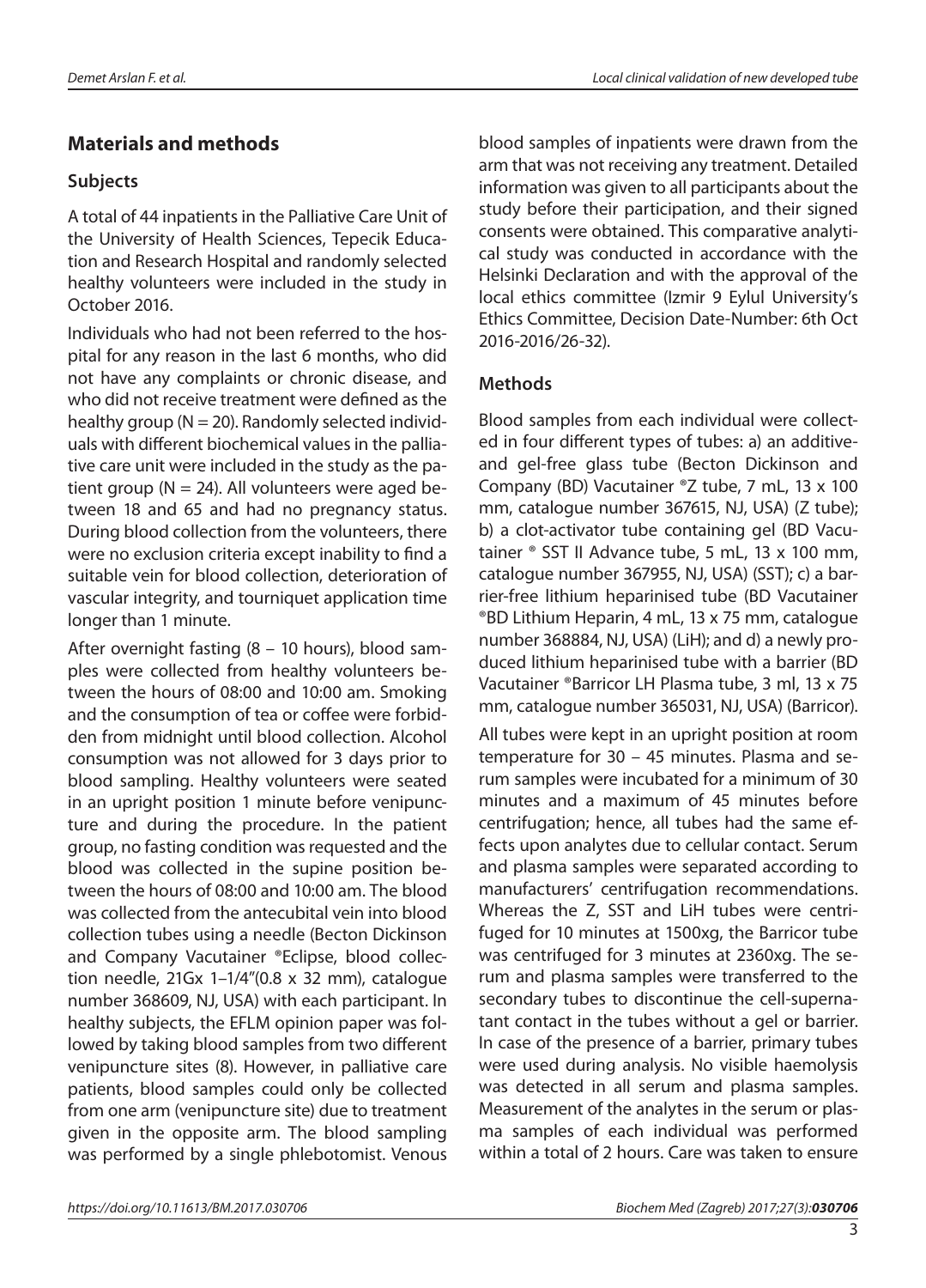## Materials and methods

### Subjects

A total of 44 inpatients in the Palliative Care Unit of the University of Health Sciences, Tepecik Education and Research Hospital and randomly selected healthy volunteers were included in the study in October 2016.

Individuals who had not been referred to the hospital for any reason in the last 6 months, who did not have any complaints or chronic disease, and who did not receive treatment were defined as the healthy group (N = 20). Randomly selected individuals with different biochemical values in the palliative care unit were included in the study as the patient group (N = 24). All volunteers were aged between 18 and 65 and had no pregnancy status. During blood collection from the volunteers, there were no exclusion criteria except inability to find a suitable vein for blood collection, deterioration of vascular integrity, and tourniquet application time longer than 1 minute.

After overnight fasting (8 – 10 hours), blood samples were collected from healthy volunteers between the hours of 08:00 and 10:00 am. Smoking and the consumption of tea or coffee were forbidden from midnight until blood collection. Alcohol consumption was not allowed for 3 days prior to blood sampling. Healthy volunteers were seated in an upright position 1 minute before venipuncture and during the procedure. In the patient group, no fasting condition was requested and the blood was collected in the supine position between the hours of 08:00 and 10:00 am. The blood was collected from the antecubital vein into blood collection tubes using a needle (Becton Dickinson and Company Vacutainer ®Eclipse, blood collection needle, 21Gx 1–1/4"(0.8 x 32 mm), catalogue number 368609, NJ, USA) with each participant. In healthy subjects, the EFLM opinion paper was followed by taking blood samples from two different venipuncture sites (8). However, in palliative care patients, blood samples could only be collected from one arm (venipuncture site) due to treatment given in the opposite arm. The blood sampling was performed by a single phlebotomist. Venous blood samples of inpatients were drawn from the arm that was not receiving any treatment. Detailed information was given to all participants about the study before their participation, and their signed consents were obtained. This comparative analytical study was conducted in accordance with the Helsinki Declaration and with the approval of the local ethics committee (Izmir 9 Eylul University's Ethics Committee, Decision Date-Number: 6th Oct 2016-2016/26-32).

### Methods

Blood samples from each individual were collected in four different types of tubes: a) an additive- and gel-free glass tube (Becton Dickinson and Company (BD) Vacutainer ®Z tube, 7 mL, 13 x 100 mm, catalogue number 367615, NJ, USA) (Z tube); b) a clot-activator tube containing gel (BD Vacutainer ® SST II Advance tube, 5 mL, 13 x 100 mm, catalogue number 367955, NJ, USA) (SST); c) a barrier-free lithium heparinised tube (BD Vacutainer ®BD Lithium Heparin, 4 mL, 13 x 75 mm, catalogue number 368884, NJ, USA) (LiH); and d) a newly produced lithium heparinised tube with a barrier (BD Vacutainer ®Barricor LH Plasma tube, 3 ml, 13 x 75 mm, catalogue number 365031, NJ, USA) (Barricor).

All tubes were kept in an upright position at room temperature for 30 – 45 minutes. Plasma and serum samples were incubated for a minimum of 30 minutes and a maximum of 45 minutes before centrifugation; hence, all tubes had the same effects upon analytes due to cellular contact. Serum and plasma samples were separated according to manufacturers' centrifugation recommendations. Whereas the Z, SST and LiH tubes were centrifuged for 10 minutes at 1500xg, the Barricor tube was centrifuged for 3 minutes at 2360xg. The serum and plasma samples were transferred to the secondary tubes to discontinue the cell-supernatant contact in the tubes without a gel or barrier. In case of the presence of a barrier, primary tubes were used during analysis. No visible haemolysis was detected in all serum and plasma samples. Measurement of the analytes in the serum or plasma samples of each individual was performed within a total of 2 hours. Care was taken to ensure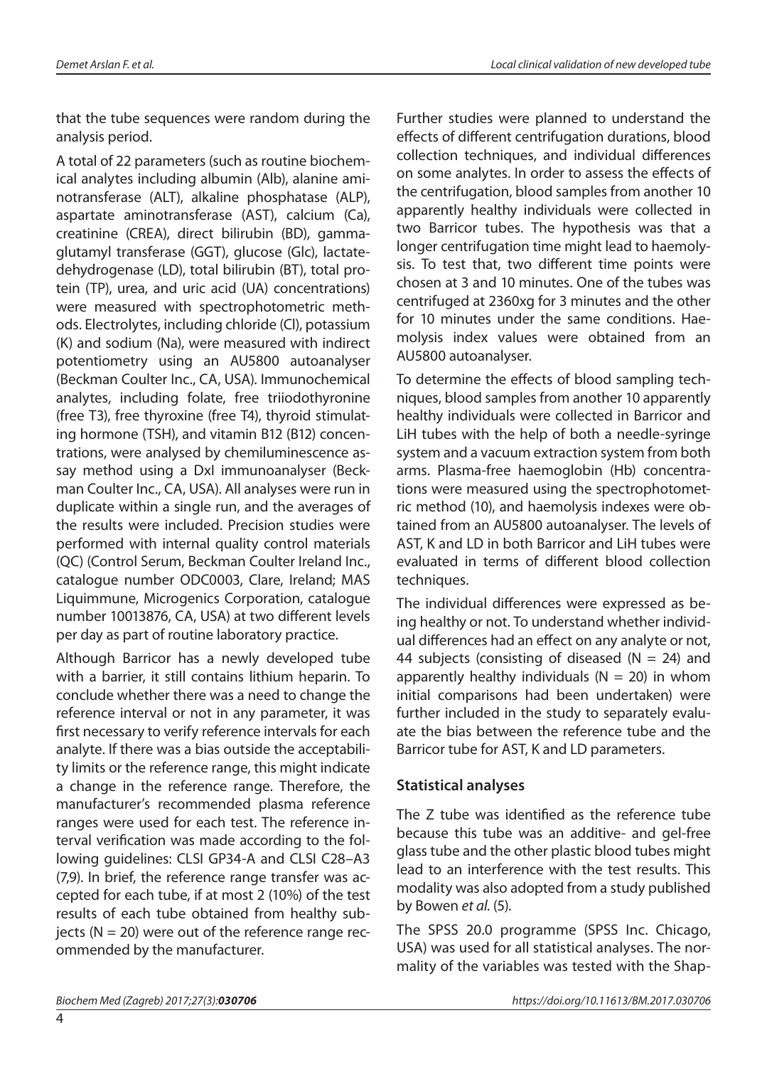that the tube sequences were random during the analysis period.

A total of 22 parameters (such as routine biochemical analytes including albumin (Alb), alanine aminotransferase (ALT), alkaline phosphatase (ALP), aspartate aminotransferase (AST), calcium (Ca), creatinine (CREA), direct bilirubin (BD), gamma-glutamyl transferase (GGT), glucose (Glc), lactate-dehydrogenase (LD), total bilirubin (BT), total protein (TP), urea, and uric acid (UA) concentrations) were measured with spectrophotometric methods. Electrolytes, including chloride (Cl), potassium (K) and sodium (Na), were measured with indirect potentiometry using an AU5800 autoanalyser (Beckman Coulter Inc., CA, USA). Immunochemical analytes, including folate, free triiodothyronine (free T3), free thyroxine (free T4), thyroid stimulating hormone (TSH), and vitamin B12 (B12) concentrations, were analysed by chemiluminescence assay method using a DxI immunoanalyser (Beckman Coulter Inc., CA, USA). All analyses were run in duplicate within a single run, and the averages of the results were included. Precision studies were performed with internal quality control materials (QC) (Control Serum, Beckman Coulter Ireland Inc., catalogue number ODC0003, Clare, Ireland; MAS Liquimmune, Microgenics Corporation, catalogue number 10013876, CA, USA) at two different levels per day as part of routine laboratory practice.

Although Barricor has a newly developed tube with a barrier, it still contains lithium heparin. To conclude whether there was a need to change the reference interval or not in any parameter, it was first necessary to verify reference intervals for each analyte. If there was a bias outside the acceptability limits or the reference range, this might indicate a change in the reference range. Therefore, the manufacturer's recommended plasma reference ranges were used for each test. The reference interval verification was made according to the following guidelines: CLSI GP34-A and CLSI C28–A3 (7,9). In brief, the reference range transfer was accepted for each tube, if at most 2 (10%) of the test results of each tube obtained from healthy subjects (N = 20) were out of the reference range recommended by the manufacturer.

Further studies were planned to understand the effects of different centrifugation durations, blood collection techniques, and individual differences on some analytes. In order to assess the effects of the centrifugation, blood samples from another 10 apparently healthy individuals were collected in two Barricor tubes. The hypothesis was that a longer centrifugation time might lead to haemolysis. To test that, two different time points were chosen at 3 and 10 minutes. One of the tubes was centrifuged at 2360xg for 3 minutes and the other for 10 minutes under the same conditions. Haemolysis index values were obtained from an AU5800 autoanalyser.

To determine the effects of blood sampling techniques, blood samples from another 10 apparently healthy individuals were collected in Barricor and LiH tubes with the help of both a needle-syringe system and a vacuum extraction system from both arms. Plasma-free haemoglobin (Hb) concentrations were measured using the spectrophotometric method (10), and haemolysis indexes were obtained from an AU5800 autoanalyser. The levels of AST, K and LD in both Barricor and LiH tubes were evaluated in terms of different blood collection techniques.

The individual differences were expressed as being healthy or not. To understand whether individual differences had an effect on any analyte or not, 44 subjects (consisting of diseased (N = 24) and apparently healthy individuals (N = 20) in whom initial comparisons had been undertaken) were further included in the study to separately evaluate the bias between the reference tube and the Barricor tube for AST, K and LD parameters.

## Statistical analyses

The Z tube was identified as the reference tube because this tube was an additive- and gel-free glass tube and the other plastic blood tubes might lead to an interference with the test results. This modality was also adopted from a study published by Bowen *et al.* (5).

The SPSS 20.0 programme (SPSS Inc. Chicago, USA) was used for all statistical analyses. The normality of the variables was tested with the Shap-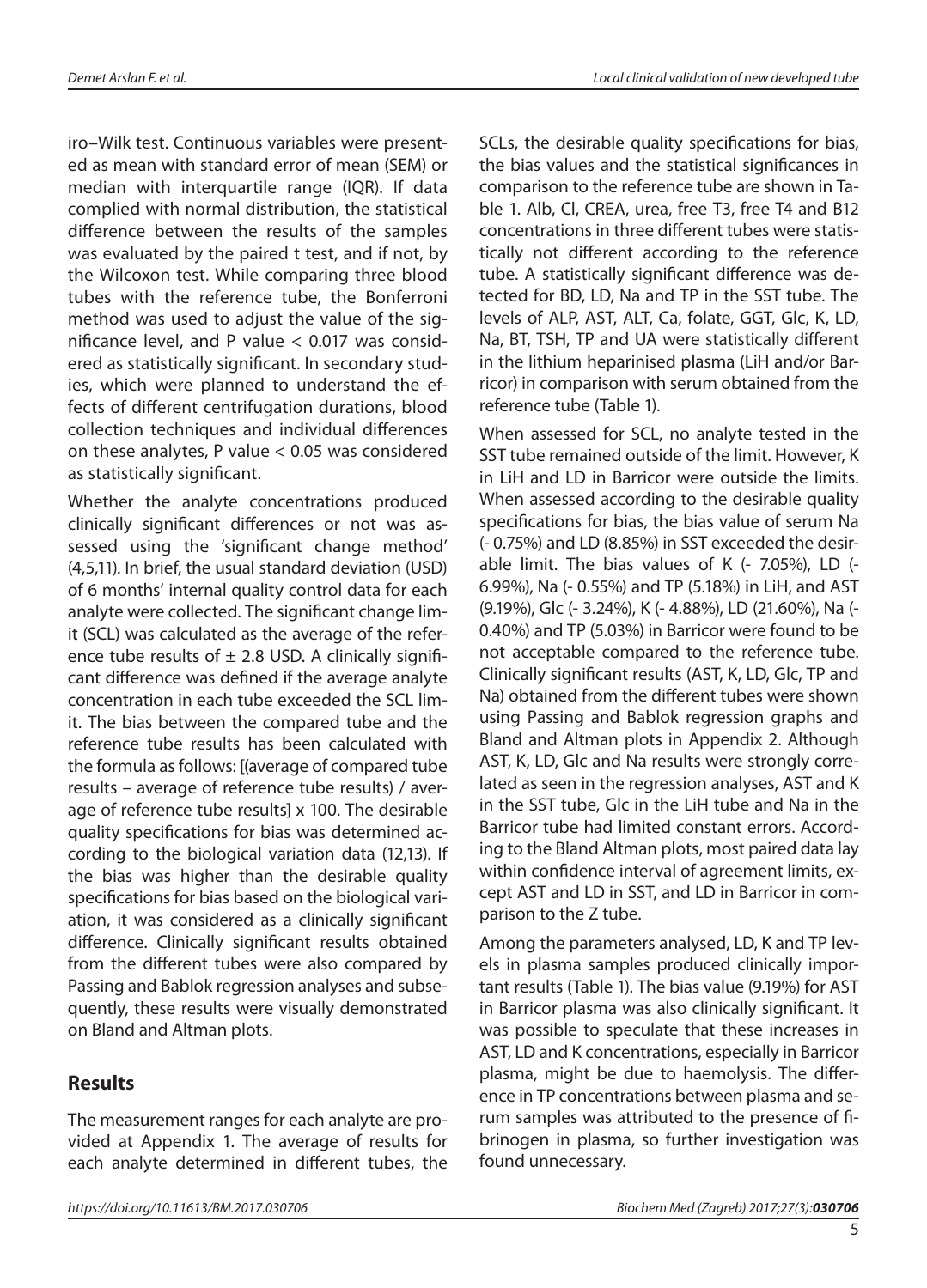iro–Wilk test. Continuous variables were presented as mean with standard error of mean (SEM) or median with interquartile range (IQR). If data complied with normal distribution, the statistical difference between the results of the samples was evaluated by the paired t test, and if not, by the Wilcoxon test. While comparing three blood tubes with the reference tube, the Bonferroni method was used to adjust the value of the significance level, and P value < 0.017 was considered as statistically significant. In secondary studies, which were planned to understand the effects of different centrifugation durations, blood collection techniques and individual differences on these analytes, P value < 0.05 was considered as statistically significant.

Whether the analyte concentrations produced clinically significant differences or not was assessed using the 'significant change method' (4,5,11). In brief, the usual standard deviation (USD) of 6 months' internal quality control data for each analyte were collected. The significant change limit (SCL) was calculated as the average of the reference tube results of ± 2.8 USD. A clinically significant difference was defined if the average analyte concentration in each tube exceeded the SCL limit. The bias between the compared tube and the reference tube results has been calculated with the formula as follows: [(average of compared tube results – average of reference tube results) / average of reference tube results] x 100. The desirable quality specifications for bias was determined according to the biological variation data (12,13). If the bias was higher than the desirable quality specifications for bias based on the biological variation, it was considered as a clinically significant difference. Clinically significant results obtained from the different tubes were also compared by Passing and Bablok regression analyses and subsequently, these results were visually demonstrated on Bland and Altman plots.

## Results

The measurement ranges for each analyte are provided at Appendix 1. The average of results for each analyte determined in different tubes, the SCLs, the desirable quality specifications for bias, the bias values and the statistical significances in comparison to the reference tube are shown in Table 1. Alb, Cl, CREA, urea, free T3, free T4 and B12 concentrations in three different tubes were statistically not different according to the reference tube. A statistically significant difference was detected for BD, LD, Na and TP in the SST tube. The levels of ALP, AST, ALT, Ca, folate, GGT, Glc, K, LD, Na, BT, TSH, TP and UA were statistically different in the lithium heparinised plasma (LiH and/or Barricor) in comparison with serum obtained from the reference tube (Table 1).

When assessed for SCL, no analyte tested in the SST tube remained outside of the limit. However, K in LiH and LD in Barricor were outside the limits. When assessed according to the desirable quality specifications for bias, the bias value of serum Na (- 0.75%) and LD (8.85%) in SST exceeded the desirable limit. The bias values of K (- 7.05%), LD (- 6.99%), Na (- 0.55%) and TP (5.18%) in LiH, and AST (9.19%), Glc (- 3.24%), K (- 4.88%), LD (21.60%), Na (- 0.40%) and TP (5.03%) in Barricor were found to be not acceptable compared to the reference tube. Clinically significant results (AST, K, LD, Glc, TP and Na) obtained from the different tubes were shown using Passing and Bablok regression graphs and Bland and Altman plots in Appendix 2. Although AST, K, LD, Glc and Na results were strongly correlated as seen in the regression analyses, AST and K in the SST tube, Glc in the LiH tube and Na in the Barricor tube had limited constant errors. According to the Bland Altman plots, most paired data lay within confidence interval of agreement limits, except AST and LD in SST, and LD in Barricor in comparison to the Z tube.

Among the parameters analysed, LD, K and TP levels in plasma samples produced clinically important results (Table 1). The bias value (9.19%) for AST in Barricor plasma was also clinically significant. It was possible to speculate that these increases in AST, LD and K concentrations, especially in Barricor plasma, might be due to haemolysis. The difference in TP concentrations between plasma and serum samples was attributed to the presence of fibrinogen in plasma, so further investigation was found unnecessary.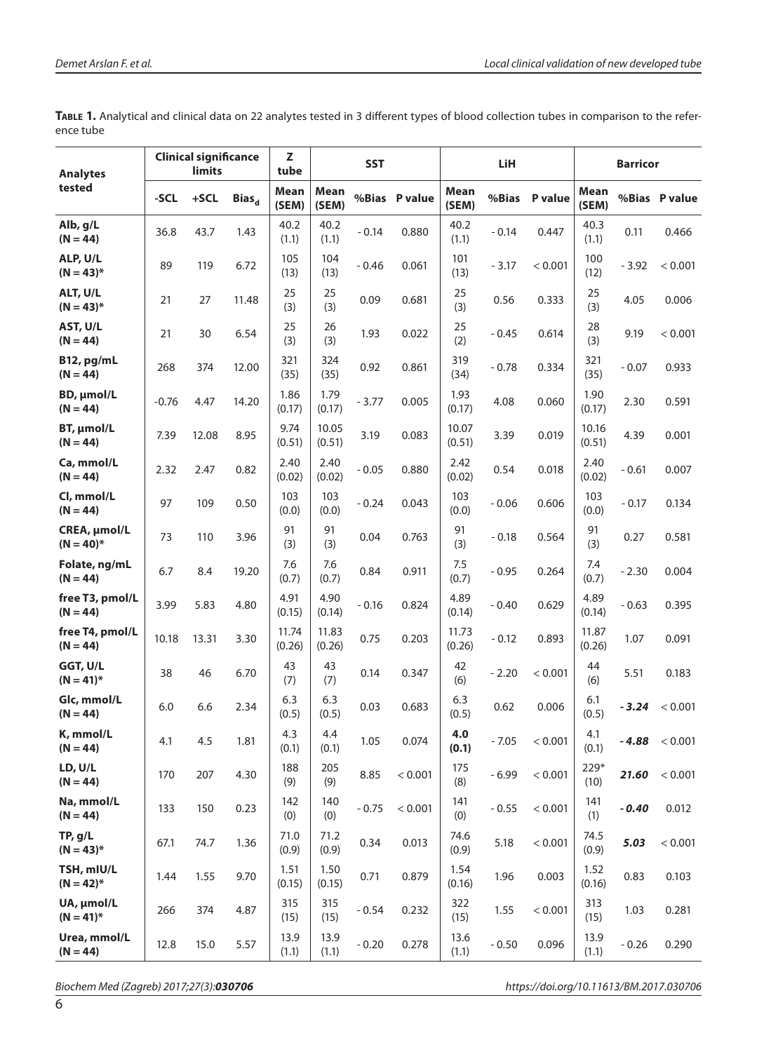**Table 1.** Analytical and clinical data on 22 analytes tested in 3 different types of blood collection tubes in comparison to the reference tube

| Analytes tested | Clinical significance limits | | | Z tube | SST | | | LiH | | | Barricor | | |
|---|---|---|---|---|---|---|---|---|---|---|---|---|---|
| | -SCL | +SCL | $Bias_d$ | Mean (SEM) | Mean (SEM) | %Bias | P value | Mean (SEM) | %Bias | P value | Mean (SEM) | %Bias | P value |
| **Alb, g/L (N = 44)** | 36.8 | 43.7 | 1.43 | 40.2 (1.1) | 40.2 (1.1) | - 0.14 | 0.880 | 40.2 (1.1) | - 0.14 | 0.447 | 40.3 (1.1) | 0.11 | 0.466 |
| **ALP, U/L (N = 43)*** | 89 | 119 | 6.72 | 105 (13) | 104 (13) | - 0.46 | 0.061 | 101 (13) | - 3.17 | < 0.001 | 100 (12) | - 3.92 | < 0.001 |
| **ALT, U/L (N = 43)*** | 21 | 27 | 11.48 | 25 (3) | 25 (3) | 0.09 | 0.681 | 25 (3) | 0.56 | 0.333 | 25 (3) | 4.05 | 0.006 |
| **AST, U/L (N = 44)** | 21 | 30 | 6.54 | 25 (3) | 26 (3) | 1.93 | 0.022 | 25 (2) | - 0.45 | 0.614 | 28 (3) | 9.19 | < 0.001 |
| **B12, pg/mL (N = 44)** | 268 | 374 | 12.00 | 321 (35) | 324 (35) | 0.92 | 0.861 | 319 (34) | - 0.78 | 0.334 | 321 (35) | - 0.07 | 0.933 |
| **BD, µmol/L (N = 44)** | -0.76 | 4.47 | 14.20 | 1.86 (0.17) | 1.79 (0.17) | - 3.77 | 0.005 | 1.93 (0.17) | 4.08 | 0.060 | 1.90 (0.17) | 2.30 | 0.591 |
| **BT, µmol/L (N = 44)** | 7.39 | 12.08 | 8.95 | 9.74 (0.51) | 10.05 (0.51) | 3.19 | 0.083 | 10.07 (0.51) | 3.39 | 0.019 | 10.16 (0.51) | 4.39 | 0.001 |
| **Ca, mmol/L (N = 44)** | 2.32 | 2.47 | 0.82 | 2.40 (0.02) | 2.40 (0.02) | - 0.05 | 0.880 | 2.42 (0.02) | 0.54 | 0.018 | 2.40 (0.02) | - 0.61 | 0.007 |
| **Cl, mmol/L (N = 44)** | 97 | 109 | 0.50 | 103 (0.0) | 103 (0.0) | - 0.24 | 0.043 | 103 (0.0) | - 0.06 | 0.606 | 103 (0.0) | - 0.17 | 0.134 |
| **CREA, µmol/L (N = 40)*** | 73 | 110 | 3.96 | 91 (3) | 91 (3) | 0.04 | 0.763 | 91 (3) | - 0.18 | 0.564 | 91 (3) | 0.27 | 0.581 |
| **Folate, ng/mL (N = 44)** | 6.7 | 8.4 | 19.20 | 7.6 (0.7) | 7.6 (0.7) | 0.84 | 0.911 | 7.5 (0.7) | - 0.95 | 0.264 | 7.4 (0.7) | - 2.30 | 0.004 |
| **free T3, pmol/L (N = 44)** | 3.99 | 5.83 | 4.80 | 4.91 (0.15) | 4.90 (0.14) | - 0.16 | 0.824 | 4.89 (0.14) | - 0.40 | 0.629 | 4.89 (0.14) | - 0.63 | 0.395 |
| **free T4, pmol/L (N = 44)** | 10.18 | 13.31 | 3.30 | 11.74 (0.26) | 11.83 (0.26) | 0.75 | 0.203 | 11.73 (0.26) | - 0.12 | 0.893 | 11.87 (0.26) | 1.07 | 0.091 |
| **GGT, U/L (N = 41)*** | 38 | 46 | 6.70 | 43 (7) | 43 (7) | 0.14 | 0.347 | 42 (6) | - 2.20 | < 0.001 | 44 (6) | 5.51 | 0.183 |
| **Glc, mmol/L (N = 44)** | 6.0 | 6.6 | 2.34 | 6.3 (0.5) | 6.3 (0.5) | 0.03 | 0.683 | 6.3 (0.5) | 0.62 | 0.006 | 6.1 (0.5) | ***- 3.24*** | < 0.001 |
| **K, mmol/L (N = 44)** | 4.1 | 4.5 | 1.81 | 4.3 (0.1) | 4.4 (0.1) | 1.05 | 0.074 | **4.0 (0.1)** | - 7.05 | < 0.001 | 4.1 (0.1) | ***- 4.88*** | < 0.001 |
| **LD, U/L (N = 44)** | 170 | 207 | 4.30 | 188 (9) | 205 (9) | 8.85 | < 0.001 | 175 (8) | - 6.99 | < 0.001 | 229* (10) | ***21.60*** | < 0.001 |
| **Na, mmol/L (N = 44)** | 133 | 150 | 0.23 | 142 (0) | 140 (0) | - 0.75 | < 0.001 | 141 (0) | - 0.55 | < 0.001 | 141 (1) | ***- 0.40*** | 0.012 |
| **TP, g/L (N = 43)*** | 67.1 | 74.7 | 1.36 | 71.0 (0.9) | 71.2 (0.9) | 0.34 | 0.013 | 74.6 (0.9) | 5.18 | < 0.001 | 74.5 (0.9) | ***5.03*** | < 0.001 |
| **TSH, mIU/L (N = 42)*** | 1.44 | 1.55 | 9.70 | 1.51 (0.15) | 1.50 (0.15) | 0.71 | 0.879 | 1.54 (0.16) | 1.96 | 0.003 | 1.52 (0.16) | 0.83 | 0.103 |
| **UA, µmol/L (N = 41)*** | 266 | 374 | 4.87 | 315 (15) | 315 (15) | - 0.54 | 0.232 | 322 (15) | 1.55 | < 0.001 | 313 (15) | 1.03 | 0.281 |
| **Urea, mmol/L (N = 44)** | 12.8 | 15.0 | 5.57 | 13.9 (1.1) | 13.9 (1.1) | - 0.20 | 0.278 | 13.6 (1.1) | - 0.50 | 0.096 | 13.9 (1.1) | - 0.26 | 0.290 |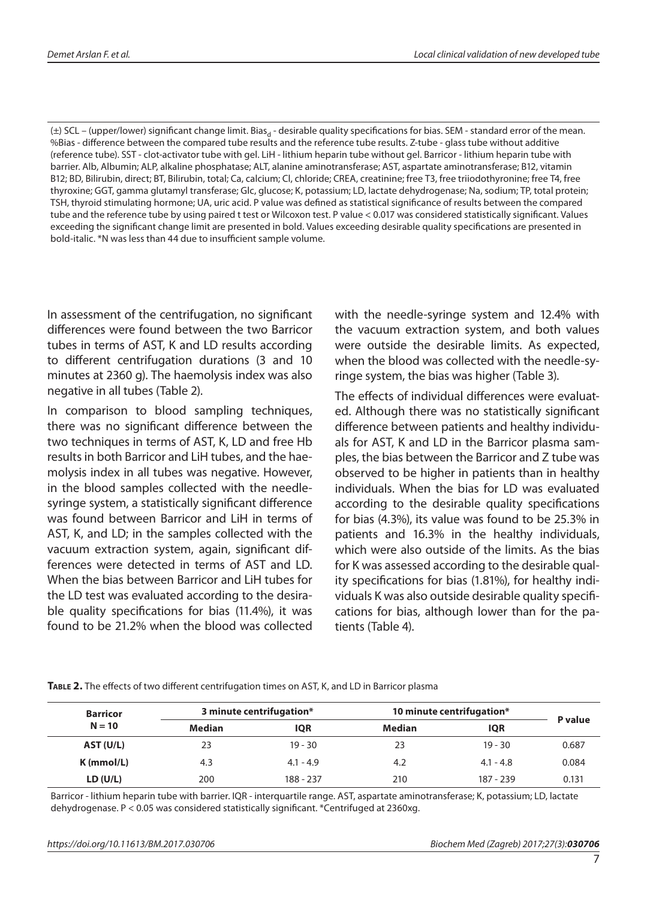(±) SCL – (upper/lower) significant change limit. $Bias_d$ - desirable quality specifications for bias. SEM - standard error of the mean. %Bias - difference between the compared tube results and the reference tube results. Z-tube - glass tube without additive (reference tube). SST - clot-activator tube with gel. LiH - lithium heparin tube without gel. Barricor - lithium heparin tube with barrier. Alb, Albumin; ALP, alkaline phosphatase; ALT, alanine aminotransferase; AST, aspartate aminotransferase; B12, vitamin B12; BD, Bilirubin, direct; BT, Bilirubin, total; Ca, calcium; Cl, chloride; CREA, creatinine; free T3, free triiodothyronine; free T4, free thyroxine; GGT, gamma glutamyl transferase; Glc, glucose; K, potassium; LD, lactate dehydrogenase; Na, sodium; TP, total protein; TSH, thyroid stimulating hormone; UA, uric acid. P value was defined as statistical significance of results between the compared tube and the reference tube by using paired t test or Wilcoxon test. P value < 0.017 was considered statistically significant. Values exceeding the significant change limit are presented in bold. Values exceeding desirable quality specifications are presented in bold-italic. *N was less than 44 due to insufficient sample volume.

In assessment of the centrifugation, no significant differences were found between the two Barricor tubes in terms of AST, K and LD results according to different centrifugation durations (3 and 10 minutes at 2360 g). The haemolysis index was also negative in all tubes (Table 2).

In comparison to blood sampling techniques, there was no significant difference between the two techniques in terms of AST, K, LD and free Hb results in both Barricor and LiH tubes, and the haemolysis index in all tubes was negative. However, in the blood samples collected with the needle-syringe system, a statistically significant difference was found between Barricor and LiH in terms of AST, K, and LD; in the samples collected with the vacuum extraction system, again, significant differences were detected in terms of AST and LD. When the bias between Barricor and LiH tubes for the LD test was evaluated according to the desirable quality specifications for bias (11.4%), it was found to be 21.2% when the blood was collected with the needle-syringe system and 12.4% with the vacuum extraction system, and both values were outside the desirable limits. As expected, when the blood was collected with the needle-syringe system, the bias was higher (Table 3).

The effects of individual differences were evaluated. Although there was no statistically significant difference between patients and healthy individuals for AST, K and LD in the Barricor plasma samples, the bias between the Barricor and Z tube was observed to be higher in patients than in healthy individuals. When the bias for LD was evaluated according to the desirable quality specifications for bias (4.3%), its value was found to be 25.3% in patients and 16.3% in the healthy individuals, which were also outside of the limits. As the bias for K was assessed according to the desirable quality specifications for bias (1.81%), for healthy individuals K was also outside desirable quality specifications for bias, although lower than for the patients (Table 4).

**Table 2.** The effects of two different centrifugation times on AST, K, and LD in Barricor plasma

| Barricor N = 10 | 3 minute centrifugation* | | 10 minute centrifugation* | | P value |
|---|---|---|---|---|---|
| | Median | IQR | Median | IQR | |
| **AST (U/L)** | 23 | 19 - 30 | 23 | 19 - 30 | 0.687 |
| **K (mmol/L)** | 4.3 | 4.1 - 4.9 | 4.2 | 4.1 - 4.8 | 0.084 |
| **LD (U/L)** | 200 | 188 - 237 | 210 | 187 - 239 | 0.131 |

Barricor - lithium heparin tube with barrier. IQR - interquartile range. AST, aspartate aminotransferase; K, potassium; LD, lactate dehydrogenase. P < 0.05 was considered statistically significant. *Centrifuged at 2360xg.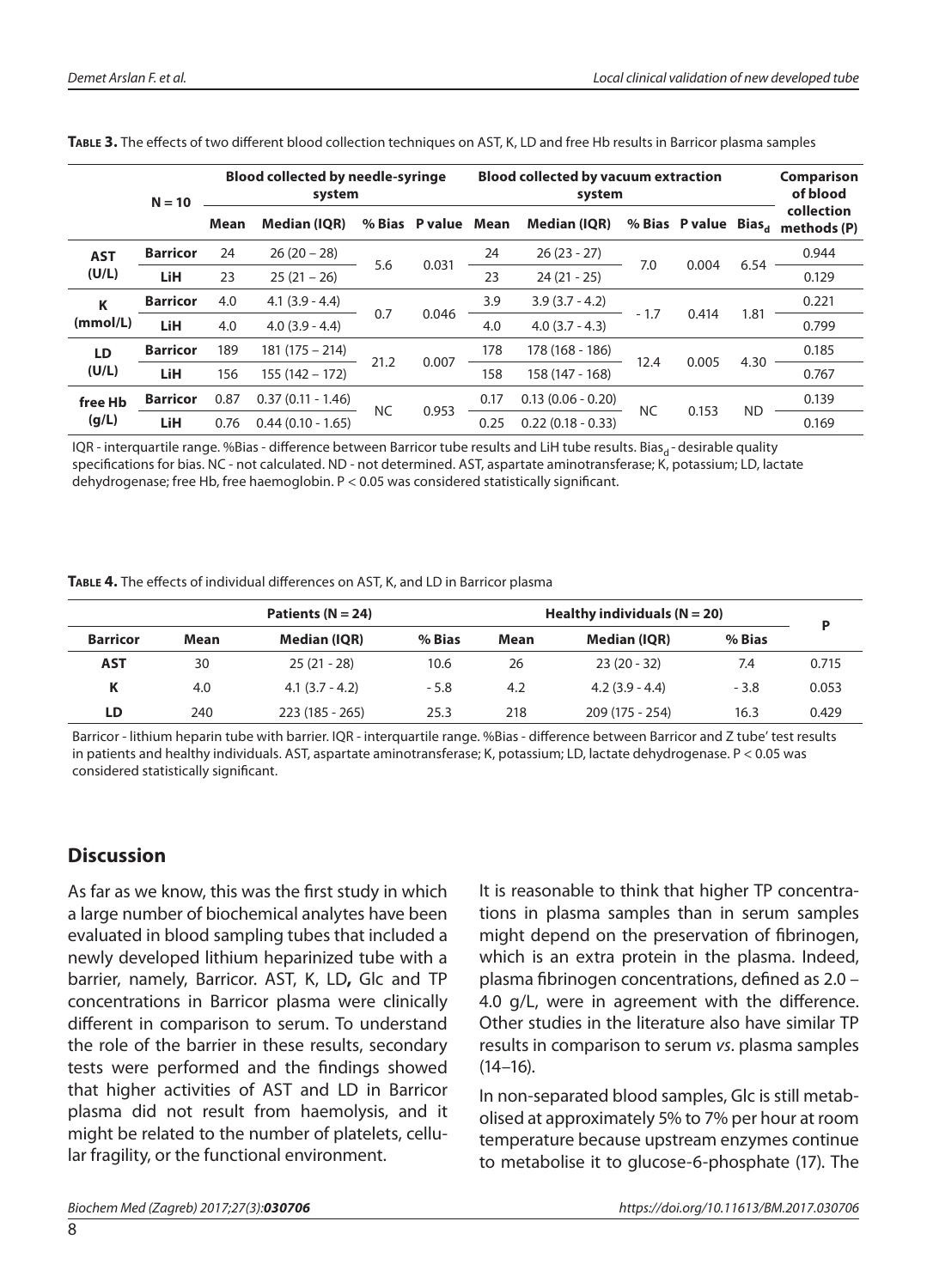**Table 3.** The effects of two different blood collection techniques on AST, K, LD and free Hb results in Barricor plasma samples

| N = 10 | | Blood collected by needle-syringe system | | | | Blood collected by vacuum extraction system | | | | | Comparison of blood collection methods (P) |
|---|---|---|---|---|---|---|---|---|---|---|---|
| | | Mean | Median (IQR) | % Bias | P value | Mean | Median (IQR) | % Bias | P value | $Bias_d$ | |
| AST (U/L) | Barricor | 24 | 26 (20 – 28) | 5.6 | 0.031 | 24 | 26 (23 - 27) | 7.0 | 0.004 | 6.54 | 0.944 |
| | LiH | 23 | 25 (21 – 26) | | | 23 | 24 (21 - 25) | | | | 0.129 |
| K (mmol/L) | Barricor | 4.0 | 4.1 (3.9 - 4.4) | 0.7 | 0.046 | 3.9 | 3.9 (3.7 - 4.2) | - 1.7 | 0.414 | 1.81 | 0.221 |
| | LiH | 4.0 | 4.0 (3.9 - 4.4) | | | 4.0 | 4.0 (3.7 - 4.3) | | | | 0.799 |
| LD (U/L) | Barricor | 189 | 181 (175 – 214) | 21.2 | 0.007 | 178 | 178 (168 - 186) | 12.4 | 0.005 | 4.30 | 0.185 |
| | LiH | 156 | 155 (142 – 172) | | | 158 | 158 (147 - 168) | | | | 0.767 |
| free Hb (g/L) | Barricor | 0.87 | 0.37 (0.11 - 1.46) | NC | 0.953 | 0.17 | 0.13 (0.06 - 0.20) | NC | 0.153 | ND | 0.139 |
| | LiH | 0.76 | 0.44 (0.10 - 1.65) | | | 0.25 | 0.22 (0.18 - 0.33) | | | | 0.169 |

IQR - interquartile range. %Bias - difference between Barricor tube results and LiH tube results. $Bias_d$ - desirable quality specifications for bias. NC - not calculated. ND - not determined. AST, aspartate aminotransferase; K, potassium; LD, lactate dehydrogenase; free Hb, free haemoglobin. P < 0.05 was considered statistically significant.

**Table 4.** The effects of individual differences on AST, K, and LD in Barricor plasma

| | Patients (N = 24) | | | Healthy individuals (N = 20) | | | P |
|---|---|---|---|---|---|---|---|
| Barricor | Mean | Median (IQR) | % Bias | Mean | Median (IQR) | % Bias | |
| AST | 30 | 25 (21 - 28) | 10.6 | 26 | 23 (20 - 32) | 7.4 | 0.715 |
| K | 4.0 | 4.1 (3.7 - 4.2) | - 5.8 | 4.2 | 4.2 (3.9 - 4.4) | - 3.8 | 0.053 |
| LD | 240 | 223 (185 - 265) | 25.3 | 218 | 209 (175 - 254) | 16.3 | 0.429 |

Barricor - lithium heparin tube with barrier. IQR - interquartile range. %Bias - difference between Barricor and Z tube' test results in patients and healthy individuals. AST, aspartate aminotransferase; K, potassium; LD, lactate dehydrogenase. P < 0.05 was considered statistically significant.

## Discussion

As far as we know, this was the first study in which a large number of biochemical analytes have been evaluated in blood sampling tubes that included a newly developed lithium heparinized tube with a barrier, namely, Barricor. AST, K, LD**,** Glc and TP concentrations in Barricor plasma were clinically different in comparison to serum. To understand the role of the barrier in these results, secondary tests were performed and the findings showed that higher activities of AST and LD in Barricor plasma did not result from haemolysis, and it might be related to the number of platelets, cellular fragility, or the functional environment.

It is reasonable to think that higher TP concentrations in plasma samples than in serum samples might depend on the preservation of fibrinogen, which is an extra protein in the plasma. Indeed, plasma fibrinogen concentrations, defined as 2.0 – 4.0 g/L, were in agreement with the difference. Other studies in the literature also have similar TP results in comparison to serum *vs*. plasma samples (14–16).

In non-separated blood samples, Glc is still metabolised at approximately 5% to 7% per hour at room temperature because upstream enzymes continue to metabolise it to glucose-6-phosphate (17). The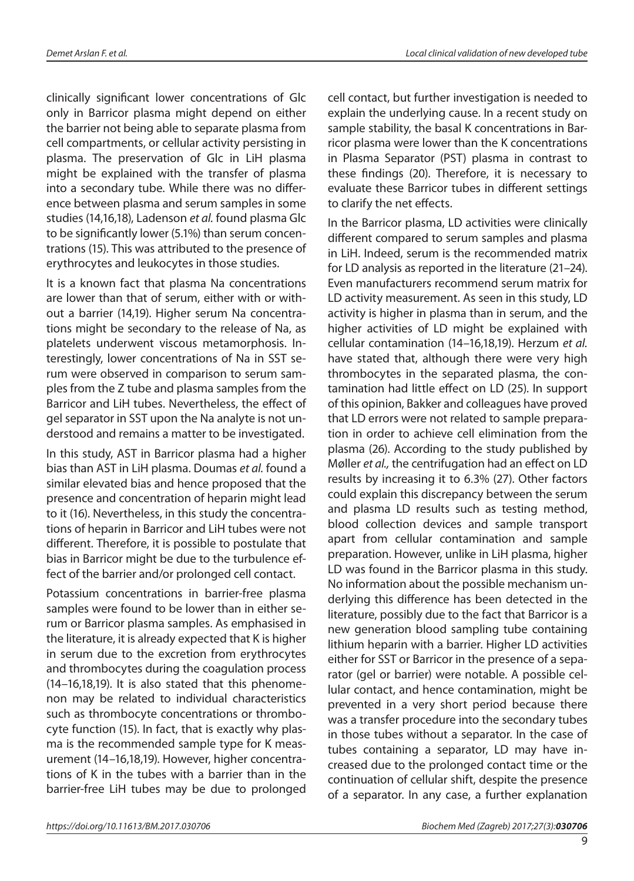clinically significant lower concentrations of Glc only in Barricor plasma might depend on either the barrier not being able to separate plasma from cell compartments, or cellular activity persisting in plasma. The preservation of Glc in LiH plasma might be explained with the transfer of plasma into a secondary tube. While there was no difference between plasma and serum samples in some studies (14,16,18), Ladenson *et al.* found plasma Glc to be significantly lower (5.1%) than serum concentrations (15). This was attributed to the presence of erythrocytes and leukocytes in those studies.

It is a known fact that plasma Na concentrations are lower than that of serum, either with or without a barrier (14,19). Higher serum Na concentrations might be secondary to the release of Na, as platelets underwent viscous metamorphosis. Interestingly, lower concentrations of Na in SST serum were observed in comparison to serum samples from the Z tube and plasma samples from the Barricor and LiH tubes. Nevertheless, the effect of gel separator in SST upon the Na analyte is not understood and remains a matter to be investigated.

In this study, AST in Barricor plasma had a higher bias than AST in LiH plasma. Doumas *et al.* found a similar elevated bias and hence proposed that the presence and concentration of heparin might lead to it (16). Nevertheless, in this study the concentrations of heparin in Barricor and LiH tubes were not different. Therefore, it is possible to postulate that bias in Barricor might be due to the turbulence effect of the barrier and/or prolonged cell contact.

Potassium concentrations in barrier-free plasma samples were found to be lower than in either serum or Barricor plasma samples. As emphasised in the literature, it is already expected that K is higher in serum due to the excretion from erythrocytes and thrombocytes during the coagulation process (14–16,18,19). It is also stated that this phenomenon may be related to individual characteristics such as thrombocyte concentrations or thrombocyte function (15). In fact, that is exactly why plasma is the recommended sample type for K measurement (14–16,18,19). However, higher concentrations of K in the tubes with a barrier than in the barrier-free LiH tubes may be due to prolonged cell contact, but further investigation is needed to explain the underlying cause. In a recent study on sample stability, the basal K concentrations in Barricor plasma were lower than the K concentrations in Plasma Separator (PST) plasma in contrast to these findings (20). Therefore, it is necessary to evaluate these Barricor tubes in different settings to clarify the net effects.

In the Barricor plasma, LD activities were clinically different compared to serum samples and plasma in LiH. Indeed, serum is the recommended matrix for LD analysis as reported in the literature (21–24). Even manufacturers recommend serum matrix for LD activity measurement. As seen in this study, LD activity is higher in plasma than in serum, and the higher activities of LD might be explained with cellular contamination (14–16,18,19). Herzum *et al.* have stated that, although there were very high thrombocytes in the separated plasma, the contamination had little effect on LD (25). In support of this opinion, Bakker and colleagues have proved that LD errors were not related to sample preparation in order to achieve cell elimination from the plasma (26). According to the study published by Møller *et al.,* the centrifugation had an effect on LD results by increasing it to 6.3% (27). Other factors could explain this discrepancy between the serum and plasma LD results such as testing method, blood collection devices and sample transport apart from cellular contamination and sample preparation. However, unlike in LiH plasma, higher LD was found in the Barricor plasma in this study. No information about the possible mechanism underlying this difference has been detected in the literature, possibly due to the fact that Barricor is a new generation blood sampling tube containing lithium heparin with a barrier. Higher LD activities either for SST or Barricor in the presence of a separator (gel or barrier) were notable. A possible cellular contact, and hence contamination, might be prevented in a very short period because there was a transfer procedure into the secondary tubes in those tubes without a separator. In the case of tubes containing a separator, LD may have increased due to the prolonged contact time or the continuation of cellular shift, despite the presence of a separator. In any case, a further explanation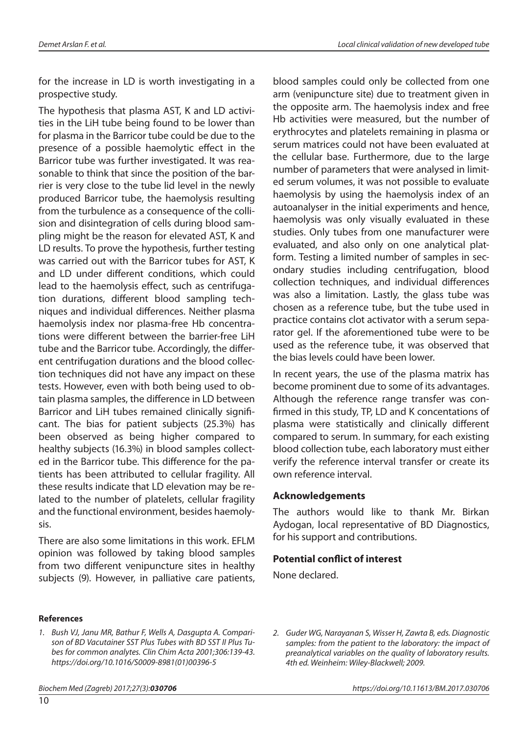for the increase in LD is worth investigating in a prospective study.

The hypothesis that plasma AST, K and LD activities in the LiH tube being found to be lower than for plasma in the Barricor tube could be due to the presence of a possible haemolytic effect in the Barricor tube was further investigated. It was reasonable to think that since the position of the barrier is very close to the tube lid level in the newly produced Barricor tube, the haemolysis resulting from the turbulence as a consequence of the collision and disintegration of cells during blood sampling might be the reason for elevated AST, K and LD results. To prove the hypothesis, further testing was carried out with the Barricor tubes for AST, K and LD under different conditions, which could lead to the haemolysis effect, such as centrifugation durations, different blood sampling techniques and individual differences. Neither plasma haemolysis index nor plasma-free Hb concentrations were different between the barrier-free LiH tube and the Barricor tube. Accordingly, the different centrifugation durations and the blood collection techniques did not have any impact on these tests. However, even with both being used to obtain plasma samples, the difference in LD between Barricor and LiH tubes remained clinically significant. The bias for patient subjects (25.3%) has been observed as being higher compared to healthy subjects (16.3%) in blood samples collected in the Barricor tube. This difference for the patients has been attributed to cellular fragility. All these results indicate that LD elevation may be related to the number of platelets, cellular fragility and the functional environment, besides haemolysis.

There are also some limitations in this work. EFLM opinion was followed by taking blood samples from two different venipuncture sites in healthy subjects (9). However, in palliative care patients, blood samples could only be collected from one arm (venipuncture site) due to treatment given in the opposite arm. The haemolysis index and free Hb activities were measured, but the number of erythrocytes and platelets remaining in plasma or serum matrices could not have been evaluated at the cellular base. Furthermore, due to the large number of parameters that were analysed in limited serum volumes, it was not possible to evaluate haemolysis by using the haemolysis index of an autoanalyser in the initial experiments and hence, haemolysis was only visually evaluated in these studies. Only tubes from one manufacturer were evaluated, and also only on one analytical platform. Testing a limited number of samples in secondary studies including centrifugation, blood collection techniques, and individual differences was also a limitation. Lastly, the glass tube was chosen as a reference tube, but the tube used in practice contains clot activator with a serum separator gel. If the aforementioned tube were to be used as the reference tube, it was observed that the bias levels could have been lower.

In recent years, the use of the plasma matrix has become prominent due to some of its advantages. Although the reference range transfer was confirmed in this study, TP, LD and K concentations of plasma were statistically and clinically different compared to serum. In summary, for each existing blood collection tube, each laboratory must either verify the reference interval transfer or create its own reference interval.

## Acknowledgements

The authors would like to thank Mr. Birkan Aydogan, local representative of BD Diagnostics, for his support and contributions.

## Potential conflict of interest

None declared.

## References

1. *Bush VJ, Janu MR, Bathur F, Wells A, Dasgupta A. Comparison of BD Vacutainer SST Plus Tubes with BD SST II Plus Tubes for common analytes. Clin Chim Acta 2001;306:139-43. https://doi.org/10.1016/S0009-8981(01)00396-5*
2. *Guder WG, Narayanan S, Wisser H, Zawta B, eds. Diagnostic samples: from the patient to the laboratory: the impact of preanalytical variables on the quality of laboratory results. 4th ed. Weinheim: Wiley-Blackwell; 2009.*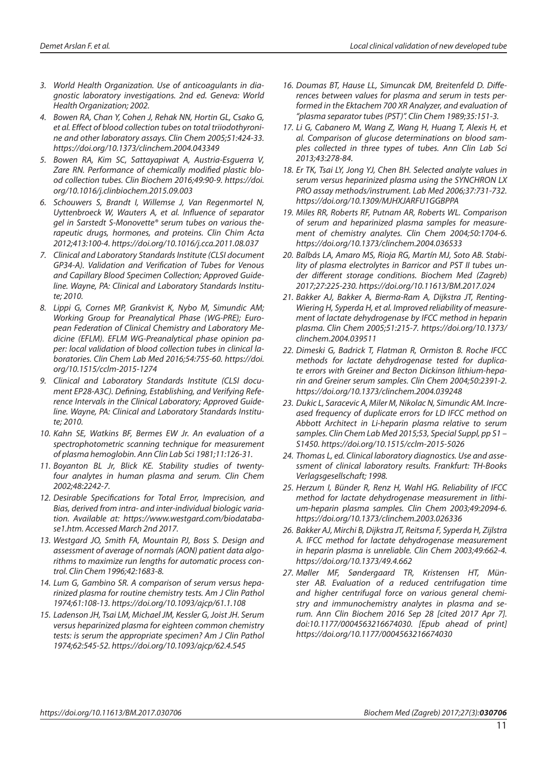3. World Health Organization. Use of anticoagulants in diagnostic laboratory investigations. 2nd ed. Geneva: World Health Organization; 2002.
4. Bowen RA, Chan Y, Cohen J, Rehak NN, Hortin GL, Csako G, et al. Effect of blood collection tubes on total triiodothyronine and other laboratory assays. Clin Chem 2005;51:424-33. https://doi.org/10.1373/clinchem.2004.043349
5. Bowen RA, Kim SC, Sattayapiwat A, Austria-Esguerra V, Zare RN. Performance of chemically modified plastic blood collection tubes. Clin Biochem 2016;49:90-9. https://doi.org/10.1016/j.clinbiochem.2015.09.003
6. Schouwers S, Brandt I, Willemse J, Van Regenmortel N, Uyttenbroeck W, Wauters A, et al. Influence of separator gel in Sarstedt S-Monovette® serum tubes on various therapeutic drugs, hormones, and proteins. Clin Chim Acta 2012;413:100-4. https://doi.org/10.1016/j.cca.2011.08.037
7. Clinical and Laboratory Standards Institute (CLSI document GP34-A). Validation and Verification of Tubes for Venous and Capillary Blood Specimen Collection; Approved Guideline. Wayne, PA: Clinical and Laboratory Standards Institute; 2010.
8. Lippi G, Cornes MP, Grankvist K, Nybo M, Simundic AM; Working Group for Preanalytical Phase (WG-PRE); European Federation of Clinical Chemistry and Laboratory Medicine (EFLM). EFLM WG-Preanalytical phase opinion paper: local validation of blood collection tubes in clinical laboratories. Clin Chem Lab Med 2016;54:755-60. https://doi.org/10.1515/cclm-2015-1274
9. Clinical and Laboratory Standards Institute (CLSI document EP28-A3C). Defining, Establishing, and Verifying Reference Intervals in the Clinical Laboratory; Approved Guideline. Wayne, PA: Clinical and Laboratory Standards Institute; 2010.
10. Kahn SE, Watkins BF, Bermes EW Jr. An evaluation of a spectrophotometric scanning technique for measurement of plasma hemoglobin. Ann Clin Lab Sci 1981;11:126-31.
11. Boyanton BL Jr, Blick KE. Stability studies of twenty-four analytes in human plasma and serum. Clin Chem 2002;48:2242-7.
12. Desirable Specifications for Total Error, Imprecision, and Bias, derived from intra- and inter-individual biologic variation. Available at: https://www.westgard.com/biodatabase1.htm. Accessed March 2nd 2017.
13. Westgard JO, Smith FA, Mountain PJ, Boss S. Design and assessment of average of normals (AON) patient data algorithms to maximize run lengths for automatic process control. Clin Chem 1996;42:1683-8.
14. Lum G, Gambino SR. A comparison of serum versus heparinized plasma for routine chemistry tests. Am J Clin Pathol 1974;61:108-13. https://doi.org/10.1093/ajcp/61.1.108
15. Ladenson JH, Tsai LM, Michael JM, Kessler G, Joist JH. Serum versus heparinized plasma for eighteen common chemistry tests: is serum the appropriate specimen? Am J Clin Pathol 1974;62:545-52. https://doi.org/10.1093/ajcp/62.4.545
16. Doumas BT, Hause LL, Simuncak DM, Breitenfeld D. Differences between values for plasma and serum in tests performed in the Ektachem 700 XR Analyzer, and evaluation of "plasma separator tubes (PST)". Clin Chem 1989;35:151-3.
17. Li G, Cabanero M, Wang Z, Wang H, Huang T, Alexis H, et al. Comparison of glucose determinations on blood samples collected in three types of tubes. Ann Clin Lab Sci 2013;43:278-84.
18. Er TK, Tsai LY, Jong YJ, Chen BH. Selected analyte values in serum versus heparinized plasma using the SYNCHRON LX PRO assay methods/instrument. Lab Med 2006;37:731-732. https://doi.org/10.1309/MJHXJARFU1GGBPPA
19. Miles RR, Roberts RF, Putnam AR, Roberts WL. Comparison of serum and heparinized plasma samples for measurement of chemistry analytes. Clin Chem 2004;50:1704-6. https://doi.org/10.1373/clinchem.2004.036533
20. Balbás LA, Amaro MS, Rioja RG, Martín MJ, Soto AB. Stability of plasma electrolytes in Barricor and PST II tubes under different storage conditions. Biochem Med (Zagreb) 2017;27:225-230. https://doi.org/10.11613/BM.2017.024
21. Bakker AJ, Bakker A, Bierma-Ram A, Dijkstra JT, Renting-Wiering H, Syperda H, et al. Improved reliability of measurement of lactate dehydrogenase by IFCC method in heparin plasma. Clin Chem 2005;51:215-7. https://doi.org/10.1373/clinchem.2004.039511
22. Dimeski G, Badrick T, Flatman R, Ormiston B. Roche IFCC methods for lactate dehydrogenase tested for duplicate errors with Greiner and Becton Dickinson lithium-heparin and Greiner serum samples. Clin Chem 2004;50:2391-2. https://doi.org/10.1373/clinchem.2004.039248
23. Dukic L, Saracevic A, Miler M, Nikolac N, Simundic AM. Increased frequency of duplicate errors for LD IFCC method on Abbott Architect in Li-heparin plasma relative to serum samples. Clin Chem Lab Med 2015;53, Special Suppl, pp S1 – S1450. https://doi.org/10.1515/cclm-2015-5026
24. Thomas L, ed. Clinical laboratory diagnostics. Use and assessment of clinical laboratory results. Frankfurt: TH-Books Verlagsgesellschaft; 1998.
25. Herzum I, Bünder R, Renz H, Wahl HG. Reliability of IFCC method for lactate dehydrogenase measurement in lithium-heparin plasma samples. Clin Chem 2003;49:2094-6. https://doi.org/10.1373/clinchem.2003.026336
26. Bakker AJ, Mirchi B, Dijkstra JT, Reitsma F, Syperda H, Zijlstra A. IFCC method for lactate dehydrogenase measurement in heparin plasma is unreliable. Clin Chem 2003;49:662-4. https://doi.org/10.1373/49.4.662
27. Møller MF, Søndergaard TR, Kristensen HT, Münster AB. Evaluation of a reduced centrifugation time and higher centrifugal force on various general chemistry and immunochemistry analytes in plasma and serum. Ann Clin Biochem 2016 Sep 28 [cited 2017 Apr 7]. doi:10.1177/0004563216674030. [Epub ahead of print] https://doi.org/10.1177/0004563216674030